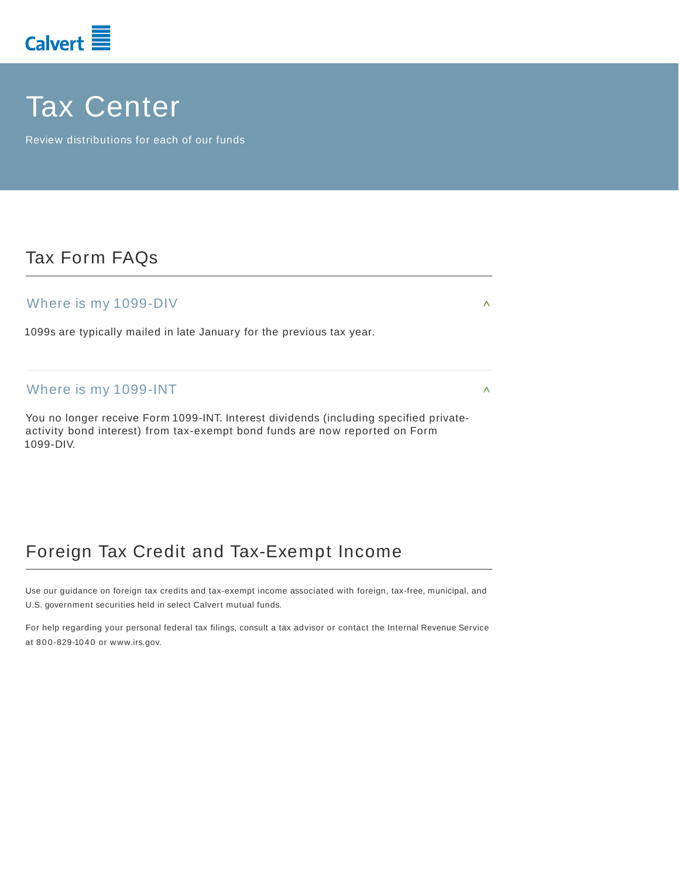Calvert

# Tax Center

Review distributions for each of our funds

## Tax Form FAQs

### Where is my 1099-DIV

1099s are typically mailed in late January for the previous tax year.

### Where is my 1099-INT

You no longer receive Form 1099-INT. Interest dividends (including specified private-activity bond interest) from tax-exempt bond funds are now reported on Form 1099-DIV.

## Foreign Tax Credit and Tax-Exempt Income

Use our guidance on foreign tax credits and tax-exempt income associated with foreign, tax-free, municipal, and U.S. government securities held in select Calvert mutual funds.

For help regarding your personal federal tax filings, consult a tax advisor or contact the Internal Revenue Service at 800-829-1040 or www.irs.gov.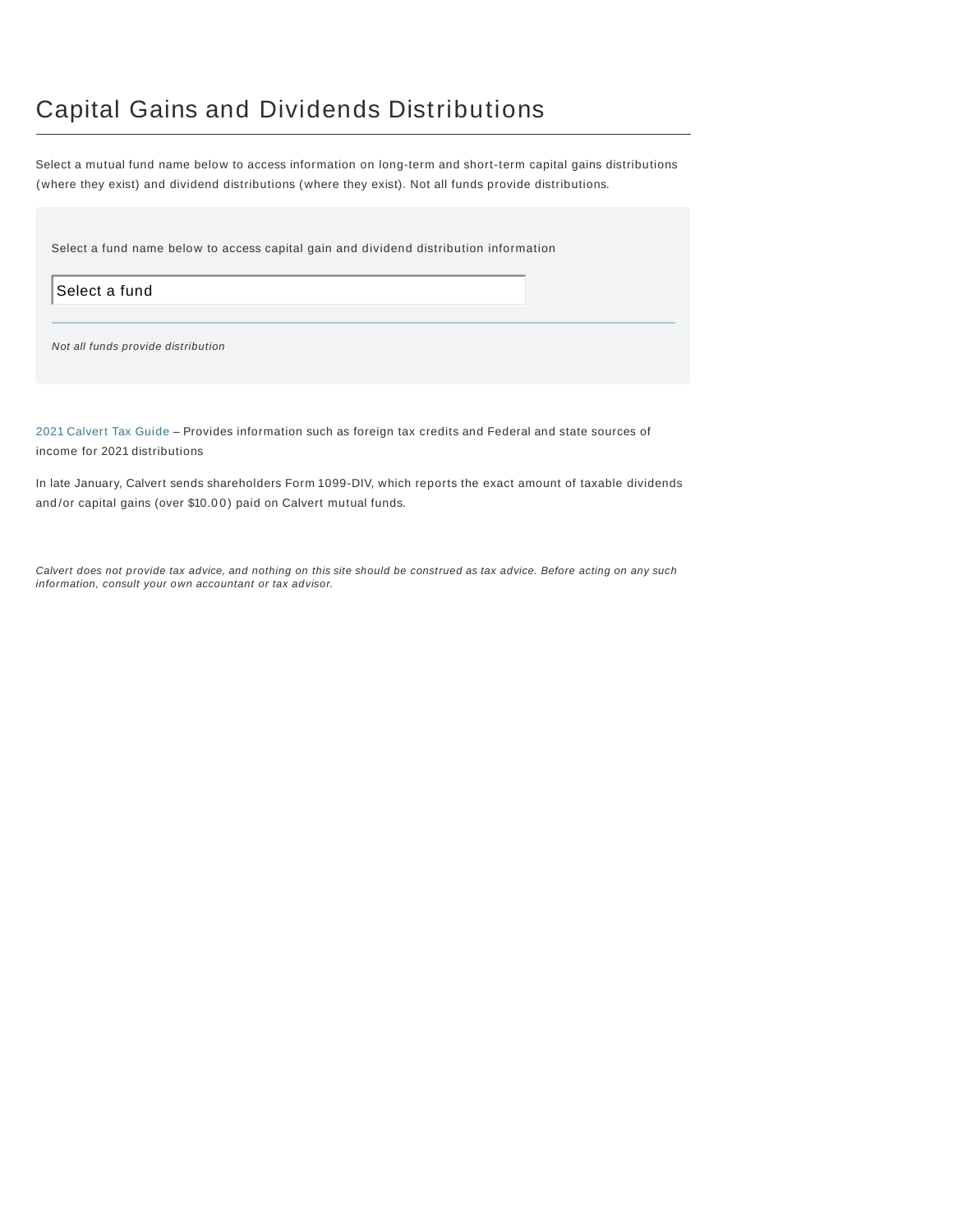# Capital Gains and Dividends Distributions

Select a mutual fund name below to access information on long-term and short-term capital gains distributions (where they exist) and dividend distributions (where they exist). Not all funds provide distributions.

Select a fund name below to access capital gain and dividend distribution information

Select a fund

*Not all funds provide distribution*

2021 Calvert Tax Guide – Provides information such as foreign tax credits and Federal and state sources of income for 2021 distributions

In late January, Calvert sends shareholders Form 1099-DIV, which reports the exact amount of taxable dividends and/or capital gains (over $10.00) paid on Calvert mutual funds.

*Calvert does not provide tax advice, and nothing on this site should be construed as tax advice. Before acting on any such information, consult your own accountant or tax advisor.*